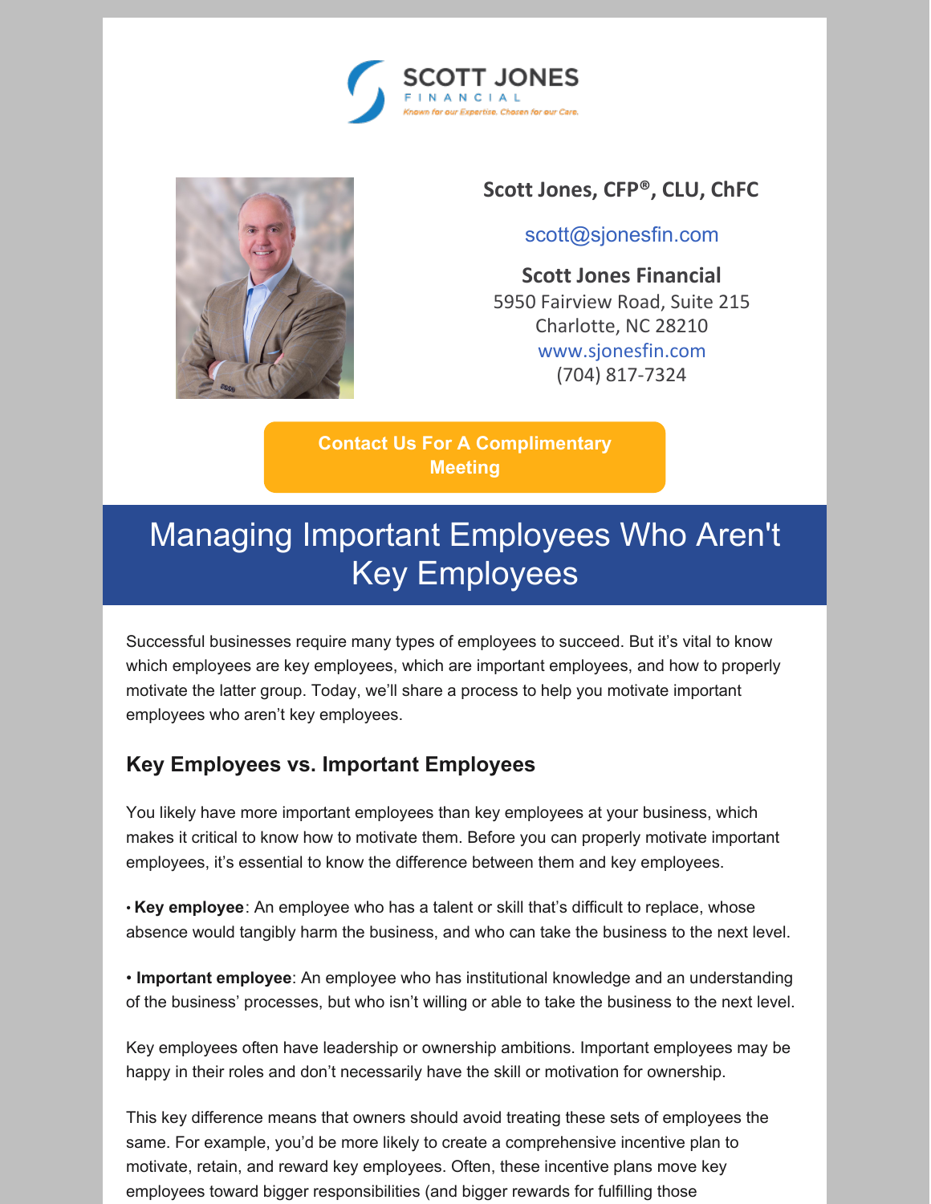SCOTT JONES
FINANCIAL
*Known for our Expertise. Chosen for our Care.*

**Scott Jones, CFP®, CLU, ChFC**

scott@sjonesfin.com

**Scott Jones Financial**
5950 Fairview Road, Suite 215
Charlotte, NC 28210
www.sjonesfin.com
(704) 817-7324

**Contact Us For A Complimentary Meeting**

# Managing Important Employees Who Aren't Key Employees

Successful businesses require many types of employees to succeed. But it's vital to know which employees are key employees, which are important employees, and how to properly motivate the latter group. Today, we'll share a process to help you motivate important employees who aren't key employees.

## Key Employees vs. Important Employees

You likely have more important employees than key employees at your business, which makes it critical to know how to motivate them. Before you can properly motivate important employees, it's essential to know the difference between them and key employees.

• **Key employee**: An employee who has a talent or skill that's difficult to replace, whose absence would tangibly harm the business, and who can take the business to the next level.

• **Important employee**: An employee who has institutional knowledge and an understanding of the business' processes, but who isn't willing or able to take the business to the next level.

Key employees often have leadership or ownership ambitions. Important employees may be happy in their roles and don't necessarily have the skill or motivation for ownership.

This key difference means that owners should avoid treating these sets of employees the same. For example, you'd be more likely to create a comprehensive incentive plan to motivate, retain, and reward key employees. Often, these incentive plans move key employees toward bigger responsibilities (and bigger rewards for fulfilling those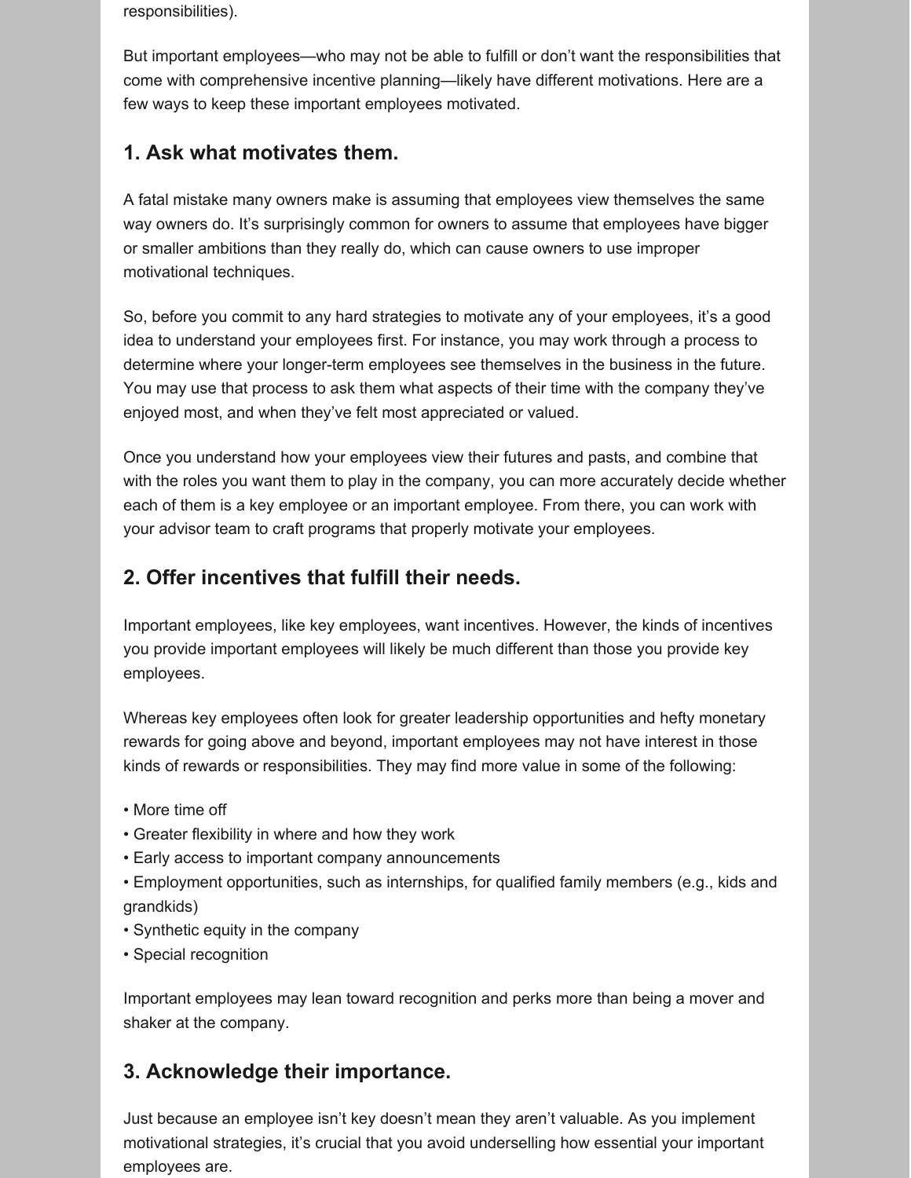responsibilities).

But important employees—who may not be able to fulfill or don't want the responsibilities that come with comprehensive incentive planning—likely have different motivations. Here are a few ways to keep these important employees motivated.

### 1. Ask what motivates them.

A fatal mistake many owners make is assuming that employees view themselves the same way owners do. It's surprisingly common for owners to assume that employees have bigger or smaller ambitions than they really do, which can cause owners to use improper motivational techniques.

So, before you commit to any hard strategies to motivate any of your employees, it's a good idea to understand your employees first. For instance, you may work through a process to determine where your longer-term employees see themselves in the business in the future. You may use that process to ask them what aspects of their time with the company they've enjoyed most, and when they've felt most appreciated or valued.

Once you understand how your employees view their futures and pasts, and combine that with the roles you want them to play in the company, you can more accurately decide whether each of them is a key employee or an important employee. From there, you can work with your advisor team to craft programs that properly motivate your employees.

### 2. Offer incentives that fulfill their needs.

Important employees, like key employees, want incentives. However, the kinds of incentives you provide important employees will likely be much different than those you provide key employees.

Whereas key employees often look for greater leadership opportunities and hefty monetary rewards for going above and beyond, important employees may not have interest in those kinds of rewards or responsibilities. They may find more value in some of the following:

- More time off
- Greater flexibility in where and how they work
- Early access to important company announcements
- Employment opportunities, such as internships, for qualified family members (e.g., kids and grandkids)
- Synthetic equity in the company
- Special recognition

Important employees may lean toward recognition and perks more than being a mover and shaker at the company.

### 3. Acknowledge their importance.

Just because an employee isn't key doesn't mean they aren't valuable. As you implement motivational strategies, it's crucial that you avoid underselling how essential your important employees are.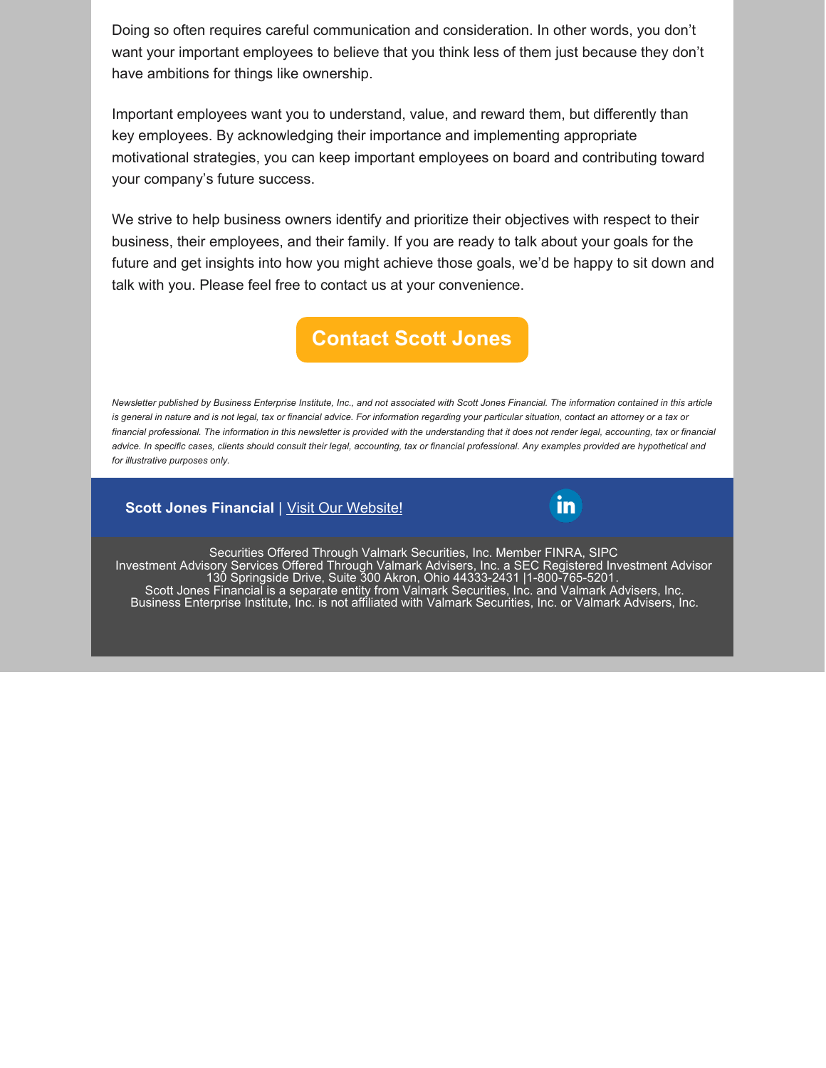Doing so often requires careful communication and consideration. In other words, you don't want your important employees to believe that you think less of them just because they don't have ambitions for things like ownership.

Important employees want you to understand, value, and reward them, but differently than key employees. By acknowledging their importance and implementing appropriate motivational strategies, you can keep important employees on board and contributing toward your company's future success.

We strive to help business owners identify and prioritize their objectives with respect to their business, their employees, and their family. If you are ready to talk about your goals for the future and get insights into how you might achieve those goals, we'd be happy to sit down and talk with you. Please feel free to contact us at your convenience.

**Contact Scott Jones**

*Newsletter published by Business Enterprise Institute, Inc., and not associated with Scott Jones Financial. The information contained in this article is general in nature and is not legal, tax or financial advice. For information regarding your particular situation, contact an attorney or a tax or financial professional. The information in this newsletter is provided with the understanding that it does not render legal, accounting, tax or financial advice. In specific cases, clients should consult their legal, accounting, tax or financial professional. Any examples provided are hypothetical and for illustrative purposes only.*

**Scott Jones Financial** | Visit Our Website!

Securities Offered Through Valmark Securities, Inc. Member FINRA, SIPC
Investment Advisory Services Offered Through Valmark Advisers, Inc. a SEC Registered Investment Advisor
130 Springside Drive, Suite 300 Akron, Ohio 44333-2431 |1-800-765-5201.
Scott Jones Financial is a separate entity from Valmark Securities, Inc. and Valmark Advisers, Inc.
Business Enterprise Institute, Inc. is not affiliated with Valmark Securities, Inc. or Valmark Advisers, Inc.